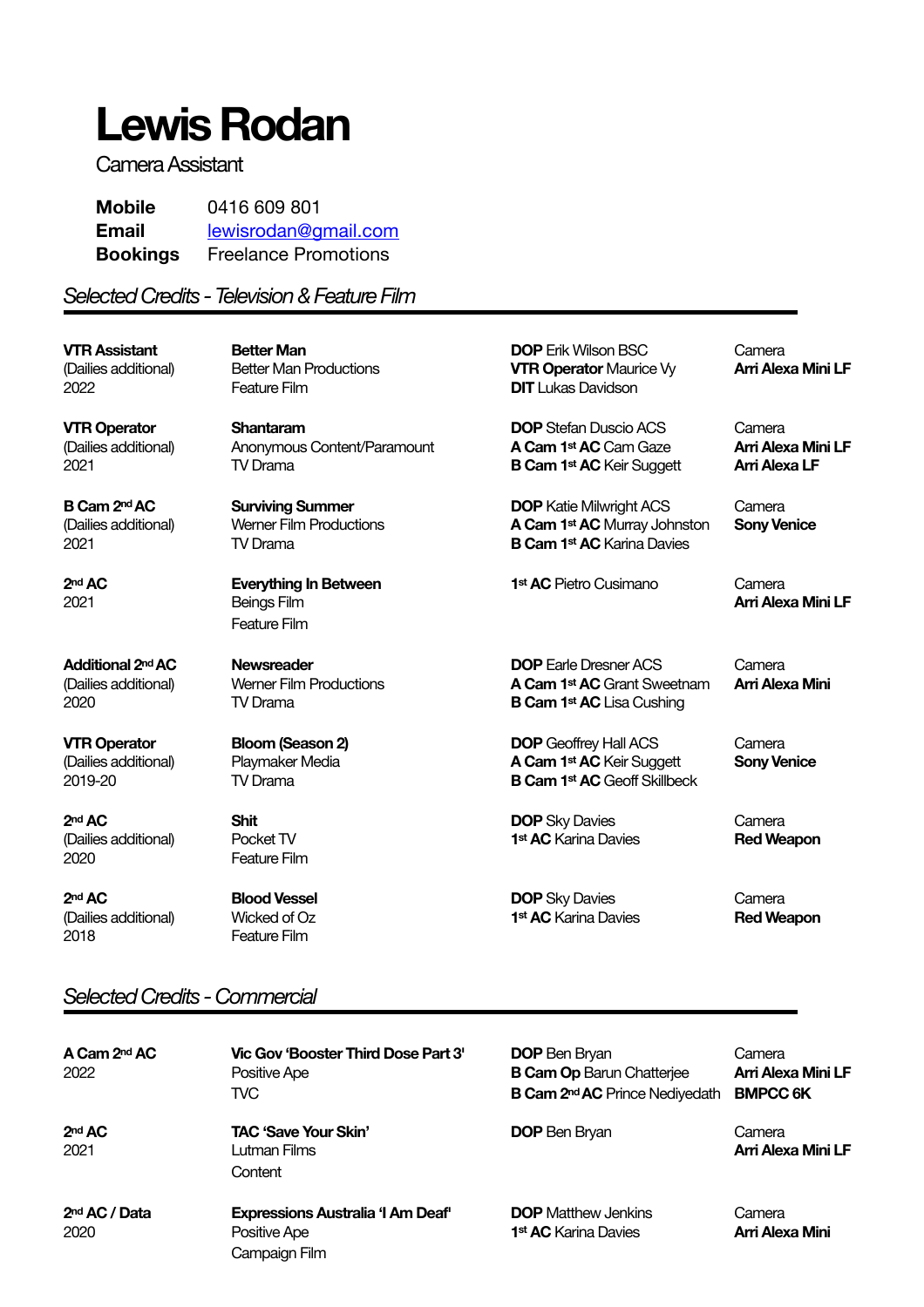# Lewis Rodan

Camera Assistant

**Mobile** 0416 609 801
**Email** lewisrodan@gmail.com
**Bookings** Freelance Promotions

## *Selected Credits - Television & Feature Film*

| | | | |
|---|---|---|---|
| **VTR Assistant**<br>(Dailies additional)<br>2022 | **Better Man**<br>Better Man Productions<br>Feature Film | **DOP** Erik Wilson BSC<br>**VTR Operator** Maurice Vy<br>**DIT** Lukas Davidson | Camera<br>**Arri Alexa Mini LF** |
| **VTR Operator**<br>(Dailies additional)<br>2021 | **Shantaram**<br>Anonymous Content/Paramount<br>TV Drama | **DOP** Stefan Duscio ACS<br>**A Cam 1st AC** Cam Gaze<br>**B Cam 1st AC** Keir Suggett | Camera<br>**Arri Alexa Mini LF**<br>**Arri Alexa LF** |
| **B Cam 2nd AC**<br>(Dailies additional)<br>2021 | **Surviving Summer**<br>Werner Film Productions<br>TV Drama | **DOP** Katie Milwright ACS<br>**A Cam 1st AC** Murray Johnston<br>**B Cam 1st AC** Karina Davies | Camera<br>**Sony Venice** |
| **2nd AC**<br>2021 | **Everything In Between**<br>Beings Film<br>Feature Film | **1st AC** Pietro Cusimano | Camera<br>**Arri Alexa Mini LF** |
| **Additional 2nd AC**<br>(Dailies additional)<br>2020 | **Newsreader**<br>Werner Film Productions<br>TV Drama | **DOP** Earle Dresner ACS<br>**A Cam 1st AC** Grant Sweetnam<br>**B Cam 1st AC** Lisa Cushing | Camera<br>**Arri Alexa Mini** |
| **VTR Operator**<br>(Dailies additional)<br>2019-20 | **Bloom (Season 2)**<br>Playmaker Media<br>TV Drama | **DOP** Geoffrey Hall ACS<br>**A Cam 1st AC** Keir Suggett<br>**B Cam 1st AC** Geoff Skillbeck | Camera<br>**Sony Venice** |
| **2nd AC**<br>(Dailies additional)<br>2020 | **Shit**<br>Pocket TV<br>Feature Film | **DOP** Sky Davies<br>**1st AC** Karina Davies | Camera<br>**Red Weapon** |
| **2nd AC**<br>(Dailies additional)<br>2018 | **Blood Vessel**<br>Wicked of Oz<br>Feature Film | **DOP** Sky Davies<br>**1st AC** Karina Davies | Camera<br>**Red Weapon** |

## *Selected Credits - Commercial*

| | | | |
|---|---|---|---|
| **A Cam 2nd AC**<br>2022 | **Vic Gov 'Booster Third Dose Part 3'**<br>Positive Ape<br>TVC | **DOP** Ben Bryan<br>**B Cam Op** Barun Chatterjee<br>**B Cam 2nd AC** Prince Nediyedath | Camera<br>**Arri Alexa Mini LF**<br>**BMPCC 6K** |
| **2nd AC**<br>2021 | **TAC 'Save Your Skin'**<br>Lutman Films<br>Content | **DOP** Ben Bryan | Camera<br>**Arri Alexa Mini LF** |
| **2nd AC / Data**<br>2020 | **Expressions Australia 'I Am Deaf'**<br>Positive Ape<br>Campaign Film | **DOP** Matthew Jenkins<br>**1st AC** Karina Davies | Camera<br>**Arri Alexa Mini** |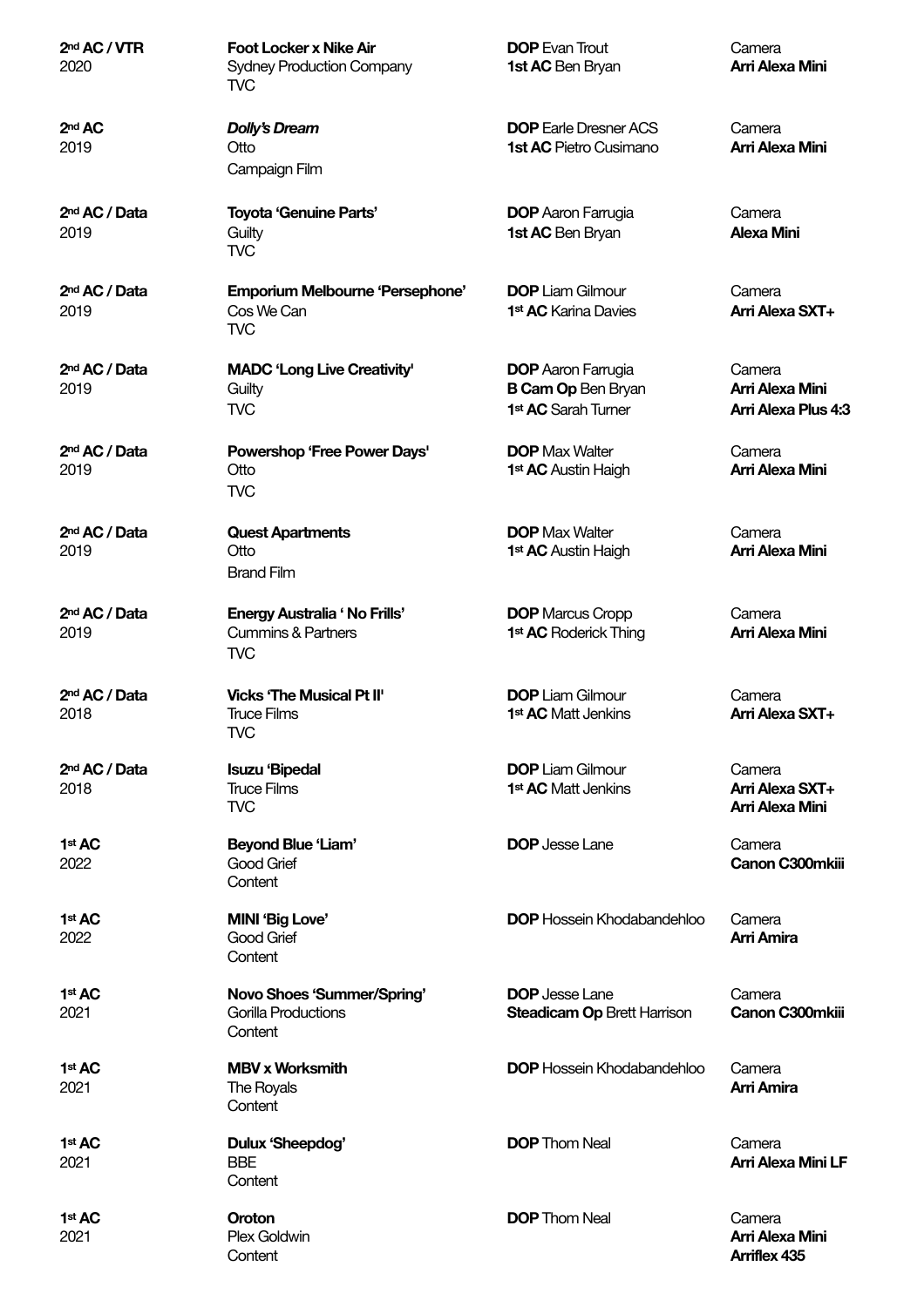| | | | |
|---|---|---|---|
| **2nd AC / VTR**<br>2020 | **Foot Locker x Nike Air**<br>Sydney Production Company<br>TVC | **DOP** Evan Trout<br>**1st AC** Ben Bryan | Camera<br>**Arri Alexa Mini** |
| **2nd AC**<br>2019 | ***Dolly's Dream***<br>Otto<br>Campaign Film | **DOP** Earle Dresner ACS<br>**1st AC** Pietro Cusimano | Camera<br>**Arri Alexa Mini** |
| **2nd AC / Data**<br>2019 | **Toyota 'Genuine Parts'**<br>Guilty<br>TVC | **DOP** Aaron Farrugia<br>**1st AC** Ben Bryan | Camera<br>**Alexa Mini** |
| **2nd AC / Data**<br>2019 | **Emporium Melbourne 'Persephone'**<br>Cos We Can<br>TVC | **DOP** Liam Gilmour<br>**1st AC** Karina Davies | Camera<br>**Arri Alexa SXT+** |
| **2nd AC / Data**<br>2019 | **MADC 'Long Live Creativity'**<br>Guilty<br>TVC | **DOP** Aaron Farrugia<br>**B Cam Op** Ben Bryan<br>**1st AC** Sarah Turner | Camera<br>**Arri Alexa Mini**<br>**Arri Alexa Plus 4:3** |
| **2nd AC / Data**<br>2019 | **Powershop 'Free Power Days'**<br>Otto<br>TVC | **DOP** Max Walter<br>**1st AC** Austin Haigh | Camera<br>**Arri Alexa Mini** |
| **2nd AC / Data**<br>2019 | **Quest Apartments**<br>Otto<br>Brand Film | **DOP** Max Walter<br>**1st AC** Austin Haigh | Camera<br>**Arri Alexa Mini** |
| **2nd AC / Data**<br>2019 | **Energy Australia ' No Frills'**<br>Cummins & Partners<br>TVC | **DOP** Marcus Cropp<br>**1st AC** Roderick Thing | Camera<br>**Arri Alexa Mini** |
| **2nd AC / Data**<br>2018 | **Vicks 'The Musical Pt II'**<br>Truce Films<br>TVC | **DOP** Liam Gilmour<br>**1st AC** Matt Jenkins | Camera<br>**Arri Alexa SXT+** |
| **2nd AC / Data**<br>2018 | **Isuzu 'Bipedal**<br>Truce Films<br>TVC | **DOP** Liam Gilmour<br>**1st AC** Matt Jenkins | Camera<br>**Arri Alexa SXT+**<br>**Arri Alexa Mini** |
| **1st AC**<br>2022 | **Beyond Blue 'Liam'**<br>Good Grief<br>Content | **DOP** Jesse Lane | Camera<br>**Canon C300mkiii** |
| **1st AC**<br>2022 | **MINI 'Big Love'**<br>Good Grief<br>Content | **DOP** Hossein Khodabandehloo | Camera<br>**Arri Amira** |
| **1st AC**<br>2021 | **Novo Shoes 'Summer/Spring'**<br>Gorilla Productions<br>Content | **DOP** Jesse Lane<br>**Steadicam Op** Brett Harrison | Camera<br>**Canon C300mkiii** |
| **1st AC**<br>2021 | **MBV x Worksmith**<br>The Royals<br>Content | **DOP** Hossein Khodabandehloo | Camera<br>**Arri Amira** |
| **1st AC**<br>2021 | **Dulux 'Sheepdog'**<br>BBE<br>Content | **DOP** Thom Neal | Camera<br>**Arri Alexa Mini LF** |
| **1st AC**<br>2021 | **Oroton**<br>Plex Goldwin<br>Content | **DOP** Thom Neal | Camera<br>**Arri Alexa Mini**<br>**Arriflex 435** |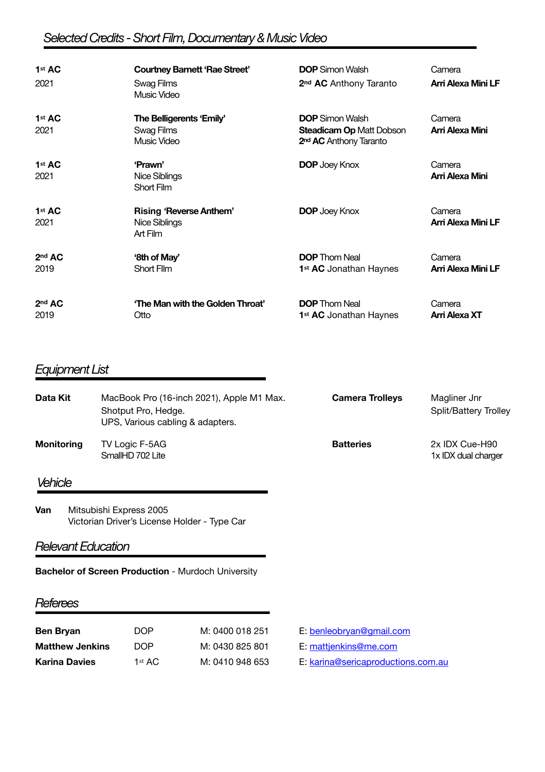## *Selected Credits - Short Film, Documentary & Music Video*

| | | | |
|---|---|---|---|
| **1st AC**<br>2021 | **Courtney Barnett 'Rae Street'**<br>Swag Films<br>Music Video | **DOP** Simon Walsh<br>**2nd AC** Anthony Taranto | Camera<br>**Arri Alexa Mini LF** |
| **1st AC**<br>2021 | **The Belligerents 'Emily'**<br>Swag Films<br>Music Video | **DOP** Simon Walsh<br>**Steadicam Op** Matt Dobson<br>**2nd AC** Anthony Taranto | Camera<br>**Arri Alexa Mini** |
| **1st AC**<br>2021 | **'Prawn'**<br>Nice Siblings<br>Short Film | **DOP** Joey Knox | Camera<br>**Arri Alexa Mini** |
| **1st AC**<br>2021 | **Rising 'Reverse Anthem'**<br>Nice Siblings<br>Art Film | **DOP** Joey Knox | Camera<br>**Arri Alexa Mini LF** |
| **2nd AC**<br>2019 | **'8th of May'**<br>Short FIlm | **DOP** Thom Neal<br>**1st AC** Jonathan Haynes | Camera<br>**Arri Alexa Mini LF** |
| **2nd AC**<br>2019 | **'The Man with the Golden Throat'**<br>Otto | **DOP** Thom Neal<br>**1st AC** Jonathan Haynes | Camera<br>**Arri Alexa XT** |

## *Equipment List*

| | | | |
|---|---|---|---|
| **Data Kit** | MacBook Pro (16-inch 2021), Apple M1 Max.<br>Shotput Pro, Hedge.<br>UPS, Various cabling & adapters. | **Camera Trolleys** | Magliner Jnr<br>Split/Battery Trolley |
| **Monitoring** | TV Logic F-5AG<br>SmallHD 702 Lite | **Batteries** | 2x IDX Cue-H90<br>1x IDX dual charger |

## *Vehicle*

**Van** Mitsubishi Express 2005
Victorian Driver's License Holder - Type Car

## *Relevant Education*

**Bachelor of Screen Production** - Murdoch University

## *Referees*

| | | | |
|---|---|---|---|
| **Ben Bryan** | DOP | M: 0400 018 251 | E: benleobryan@gmail.com |
| **Matthew Jenkins** | DOP | M: 0430 825 801 | E: mattjenkins@me.com |
| **Karina Davies** | 1st AC | M: 0410 948 653 | E: karina@sericaproductions.com.au |